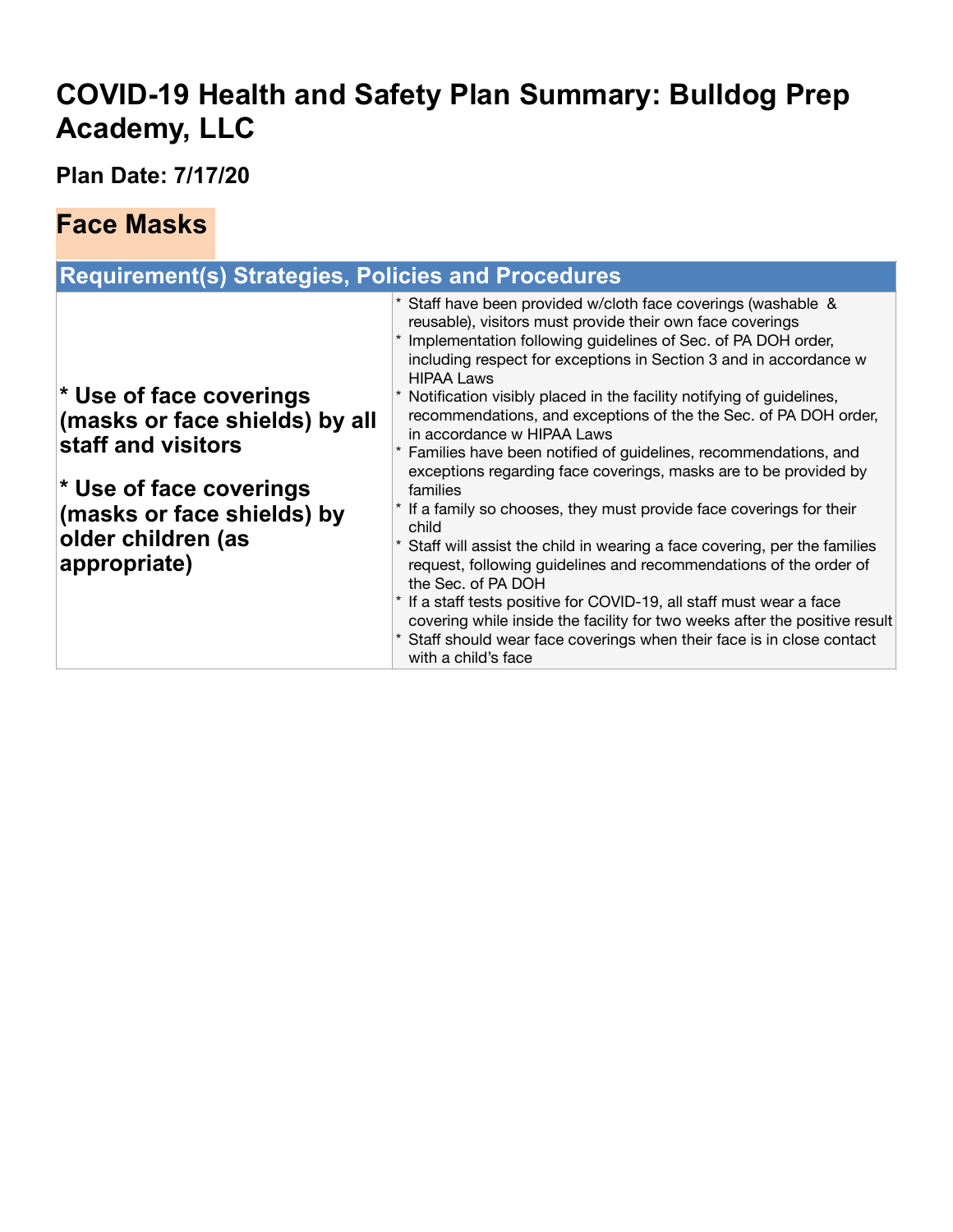# COVID-19 Health and Safety Plan Summary: Bulldog Prep Academy, LLC

## Plan Date: 7/17/20

## Face Masks

| Requirement(s) | Strategies, Policies and Procedures |
|---|---|
| **\* Use of face coverings (masks or face shields) by all staff and visitors**<br><br>**\* Use of face coverings (masks or face shields) by older children (as appropriate)** | \* Staff have been provided w/cloth face coverings (washable & reusable), visitors must provide their own face coverings<br>\* Implementation following guidelines of Sec. of PA DOH order, including respect for exceptions in Section 3 and in accordance w HIPAA Laws<br>\* Notification visibly placed in the facility notifying of guidelines, recommendations, and exceptions of the the Sec. of PA DOH order, in accordance w HIPAA Laws<br>\* Families have been notified of guidelines, recommendations, and exceptions regarding face coverings, masks are to be provided by families<br>\* If a family so chooses, they must provide face coverings for their child<br>\* Staff will assist the child in wearing a face covering, per the families request, following guidelines and recommendations of the order of the Sec. of PA DOH<br>\* If a staff tests positive for COVID-19, all staff must wear a face covering while inside the facility for two weeks after the positive result<br>\* Staff should wear face coverings when their face is in close contact with a child's face |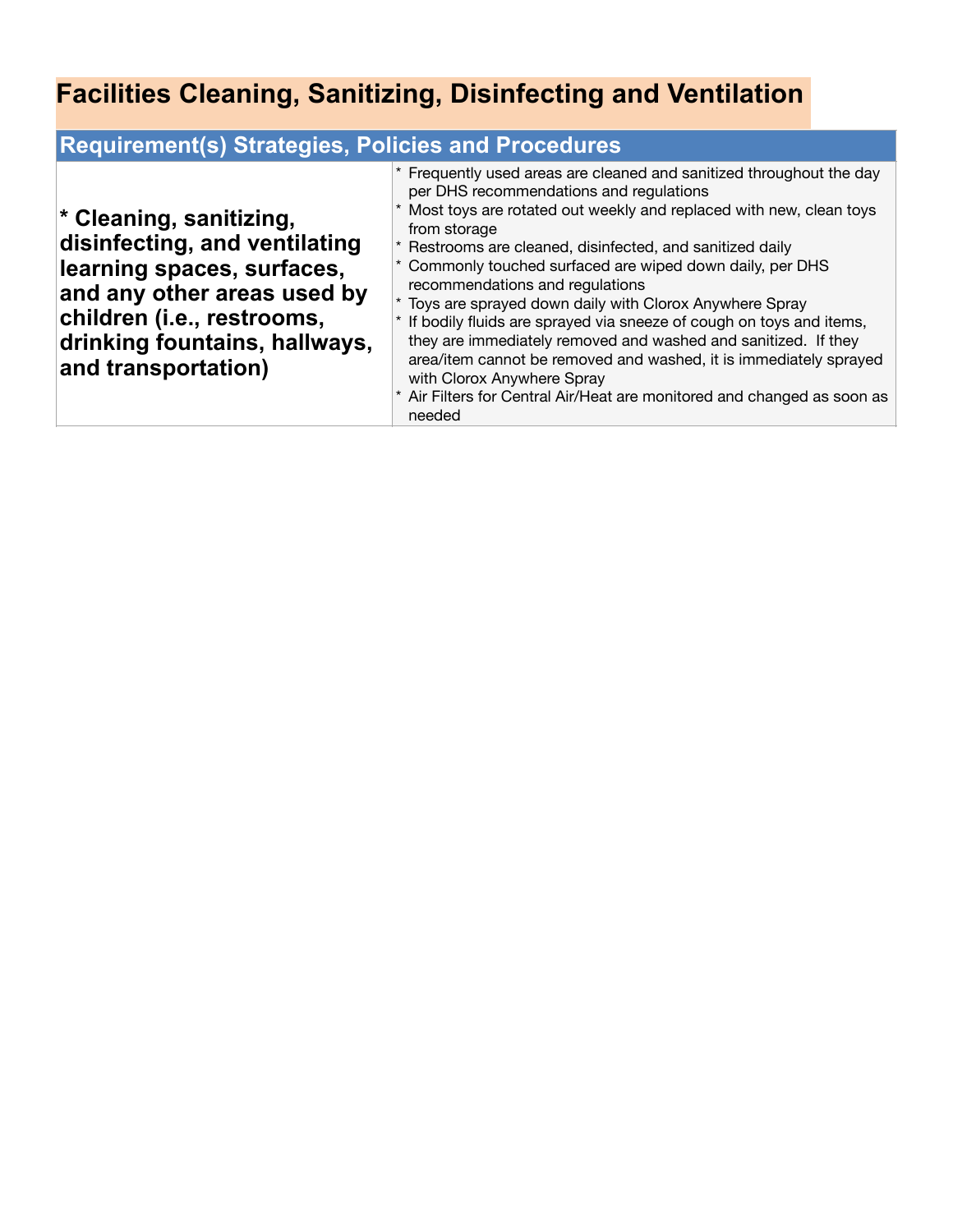# Facilities Cleaning, Sanitizing, Disinfecting and Ventilation

| Requirement(s) Strategies, Policies and Procedures | |
| --- | --- |
| **\* Cleaning, sanitizing, disinfecting, and ventilating learning spaces, surfaces, and any other areas used by children (i.e., restrooms, drinking fountains, hallways, and transportation)** | \* Frequently used areas are cleaned and sanitized throughout the day per DHS recommendations and regulations<br>\* Most toys are rotated out weekly and replaced with new, clean toys from storage<br>\* Restrooms are cleaned, disinfected, and sanitized daily<br>\* Commonly touched surfaced are wiped down daily, per DHS recommendations and regulations<br>\* Toys are sprayed down daily with Clorox Anywhere Spray<br>\* If bodily fluids are sprayed via sneeze of cough on toys and items, they are immediately removed and washed and sanitized. If they area/item cannot be removed and washed, it is immediately sprayed with Clorox Anywhere Spray<br>\* Air Filters for Central Air/Heat are monitored and changed as soon as needed |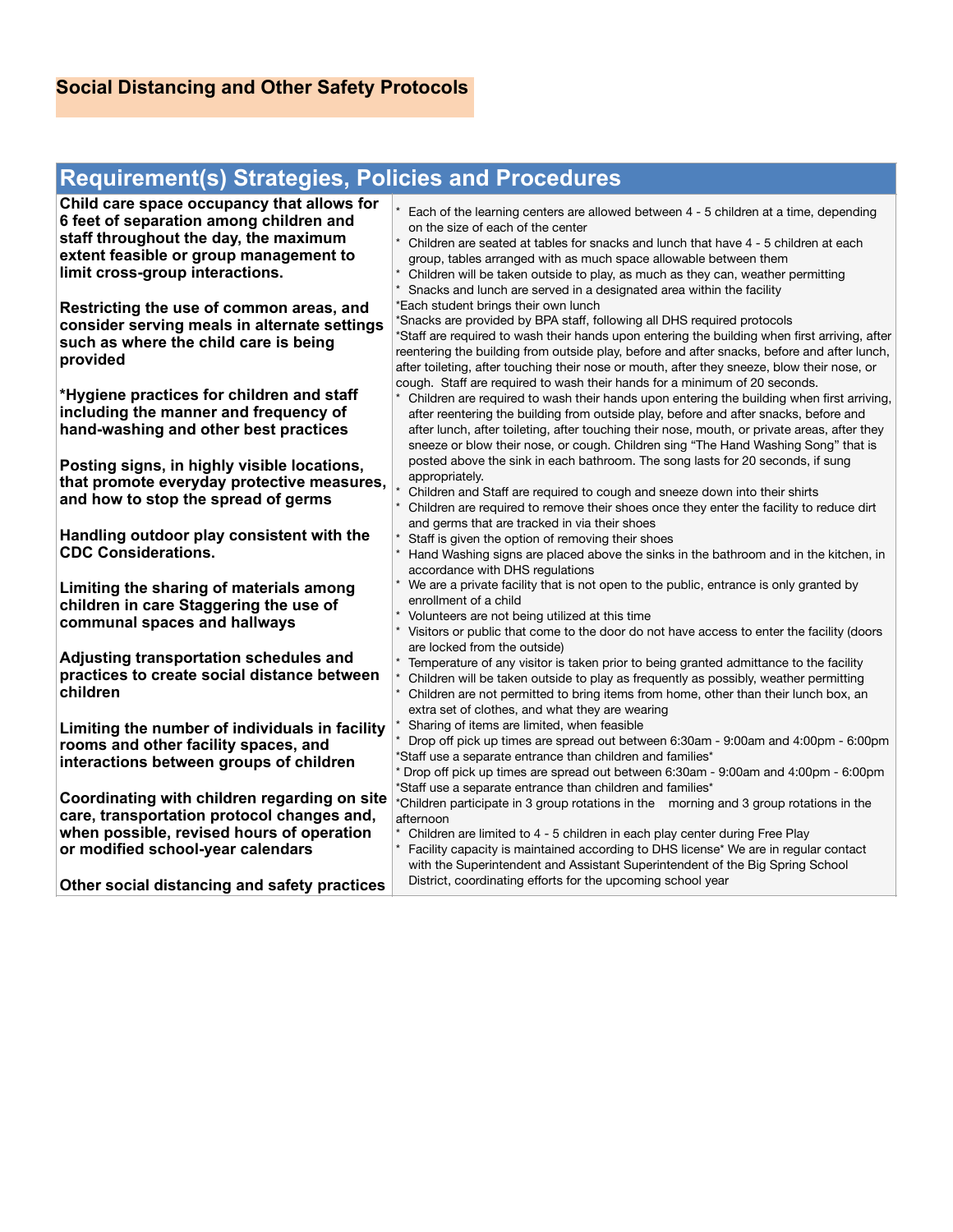## Social Distancing and Other Safety Protocols

| Requirement(s) | Strategies, Policies and Procedures |
|---|---|
| **Child care space occupancy that allows for 6 feet of separation among children and staff throughout the day, the maximum extent feasible or group management to limit cross-group interactions.**<br><br>**Restricting the use of common areas, and consider serving meals in alternate settings such as where the child care is being provided**<br><br>**\*Hygiene practices for children and staff including the manner and frequency of hand-washing and other best practices**<br><br>**Posting signs, in highly visible locations, that promote everyday protective measures, and how to stop the spread of germs**<br><br>**Handling outdoor play consistent with the CDC Considerations.**<br><br>**Limiting the sharing of materials among children in care Staggering the use of communal spaces and hallways**<br><br>**Adjusting transportation schedules and practices to create social distance between children**<br><br>**Limiting the number of individuals in facility rooms and other facility spaces, and interactions between groups of children**<br><br>**Coordinating with children regarding on site care, transportation protocol changes and, when possible, revised hours of operation or modified school-year calendars**<br><br>**Other social distancing and safety practices** | * Each of the learning centers are allowed between 4 - 5 children at a time, depending on the size of each of the center<br>* Children are seated at tables for snacks and lunch that have 4 - 5 children at each group, tables arranged with as much space allowable between them<br>* Children will be taken outside to play, as much as they can, weather permitting<br>* Snacks and lunch are served in a designated area within the facility<br>*Each student brings their own lunch<br>*Snacks are provided by BPA staff, following all DHS required protocols<br>*Staff are required to wash their hands upon entering the building when first arriving, after reentering the building from outside play, before and after snacks, before and after lunch, after toileting, after touching their nose or mouth, after they sneeze, blow their nose, or cough. Staff are required to wash their hands for a minimum of 20 seconds.<br>* Children are required to wash their hands upon entering the building when first arriving, after reentering the building from outside play, before and after snacks, before and after lunch, after toileting, after touching their nose, mouth, or private areas, after they sneeze or blow their nose, or cough. Children sing "The Hand Washing Song" that is posted above the sink in each bathroom. The song lasts for 20 seconds, if sung appropriately.<br>* Children and Staff are required to cough and sneeze down into their shirts<br>* Children are required to remove their shoes once they enter the facility to reduce dirt and germs that are tracked in via their shoes<br>* Staff is given the option of removing their shoes<br>* Hand Washing signs are placed above the sinks in the bathroom and in the kitchen, in accordance with DHS regulations<br>* We are a private facility that is not open to the public, entrance is only granted by enrollment of a child<br>* Volunteers are not being utilized at this time<br>* Visitors or public that come to the door do not have access to enter the facility (doors are locked from the outside)<br>* Temperature of any visitor is taken prior to being granted admittance to the facility<br>* Children will be taken outside to play as frequently as possibly, weather permitting<br>* Children are not permitted to bring items from home, other than their lunch box, an extra set of clothes, and what they are wearing<br>* Sharing of items are limited, when feasible<br>* Drop off pick up times are spread out between 6:30am - 9:00am and 4:00pm - 6:00pm<br>*Staff use a separate entrance than children and families*<br>* Drop off pick up times are spread out between 6:30am - 9:00am and 4:00pm - 6:00pm<br>*Staff use a separate entrance than children and families*<br>*Children participate in 3 group rotations in the morning and 3 group rotations in the afternoon<br>* Children are limited to 4 - 5 children in each play center during Free Play<br>* Facility capacity is maintained according to DHS license* We are in regular contact with the Superintendent and Assistant Superintendent of the Big Spring School District, coordinating efforts for the upcoming school year |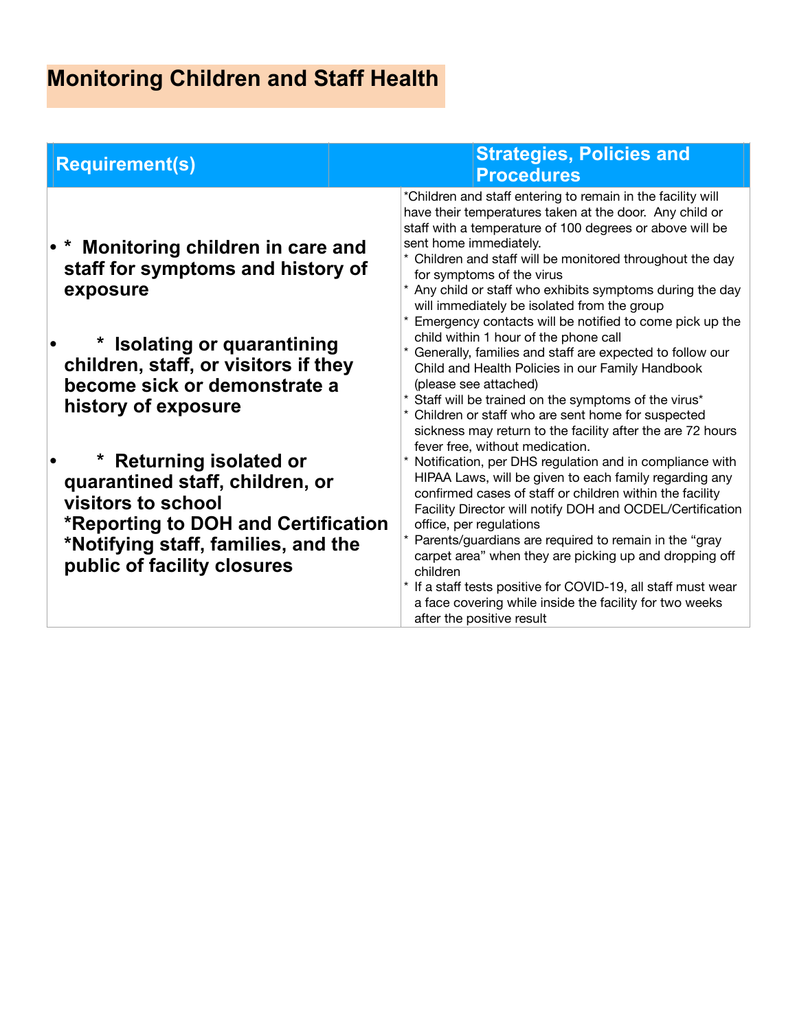# Monitoring Children and Staff Health

| Requirement(s) | Strategies, Policies and Procedures |
|---|---|
| • * **Monitoring children in care and staff for symptoms and history of exposure**<br><br>• * **Isolating or quarantining children, staff, or visitors if they become sick or demonstrate a history of exposure**<br><br>• * **Returning isolated or quarantined staff, children, or visitors to school**<br>**\*Reporting to DOH and Certification**<br>**\*Notifying staff, families, and the public of facility closures** | *Children and staff entering to remain in the facility will have their temperatures taken at the door. Any child or staff with a temperature of 100 degrees or above will be sent home immediately.<br>* Children and staff will be monitored throughout the day for symptoms of the virus<br>* Any child or staff who exhibits symptoms during the day will immediately be isolated from the group<br>* Emergency contacts will be notified to come pick up the child within 1 hour of the phone call<br>* Generally, families and staff are expected to follow our Child and Health Policies in our Family Handbook (please see attached)<br>* Staff will be trained on the symptoms of the virus*<br>* Children or staff who are sent home for suspected sickness may return to the facility after the are 72 hours fever free, without medication.<br>* Notification, per DHS regulation and in compliance with HIPAA Laws, will be given to each family regarding any confirmed cases of staff or children within the facility Facility Director will notify DOH and OCDEL/Certification office, per regulations<br>* Parents/guardians are required to remain in the "gray carpet area" when they are picking up and dropping off children<br>* If a staff tests positive for COVID-19, all staff must wear a face covering while inside the facility for two weeks after the positive result |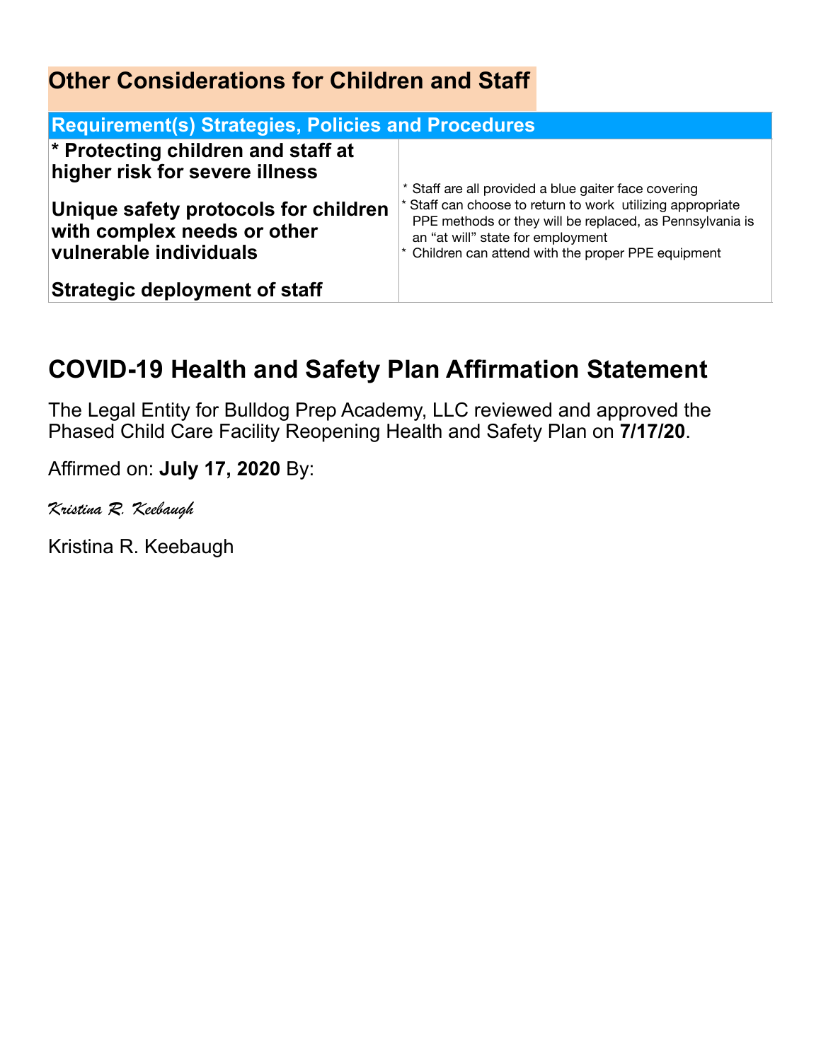## Other Considerations for Children and Staff

| Requirement(s) | Strategies, Policies and Procedures |
|---|---|
| **\* Protecting children and staff at higher risk for severe illness**<br><br>**Unique safety protocols for children with complex needs or other vulnerable individuals**<br><br>**Strategic deployment of staff** | \* Staff are all provided a blue gaiter face covering<br>\* Staff can choose to return to work utilizing appropriate PPE methods or they will be replaced, as Pennsylvania is an "at will" state for employment<br>\* Children can attend with the proper PPE equipment |

## COVID-19 Health and Safety Plan Affirmation Statement

The Legal Entity for Bulldog Prep Academy, LLC reviewed and approved the Phased Child Care Facility Reopening Health and Safety Plan on **7/17/20**.

Affirmed on: **July 17, 2020** By:

*Kristina R. Keebaugh*

Kristina R. Keebaugh